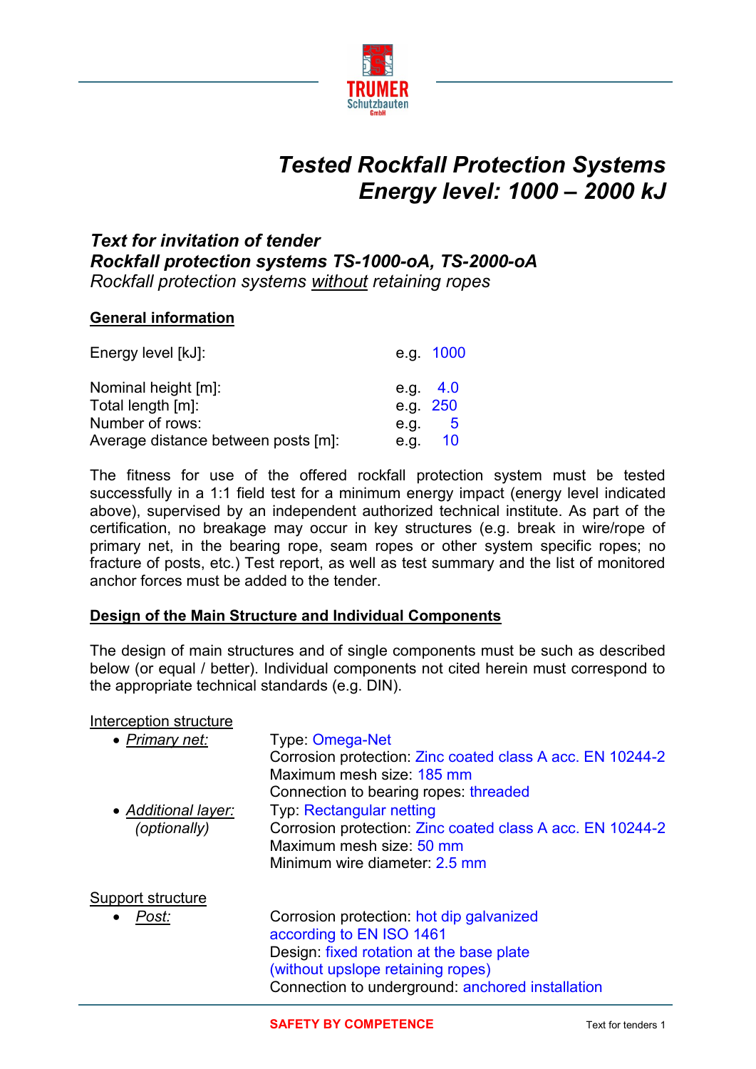# *Tested Rockfall Protection Systems*
# *Energy level: 1000 – 2000 kJ*

### *Text for invitation of tender*
### *Rockfall protection systems TS-1000-oA, TS-2000-oA*
*Rockfall protection systems without retaining ropes*

## General information

| | |
|---|---|
| Energy level [kJ]: | e.g. 1000 |
| Nominal height [m]: | e.g. 4.0 |
| Total length [m]: | e.g. 250 |
| Number of rows: | e.g. 5 |
| Average distance between posts [m]: | e.g. 10 |

The fitness for use of the offered rockfall protection system must be tested successfully in a 1:1 field test for a minimum energy impact (energy level indicated above), supervised by an independent authorized technical institute. As part of the certification, no breakage may occur in key structures (e.g. break in wire/rope of primary net, in the bearing rope, seam ropes or other system specific ropes; no fracture of posts, etc.) Test report, as well as test summary and the list of monitored anchor forces must be added to the tender.

## Design of the Main Structure and Individual Components

The design of main structures and of single components must be such as described below (or equal / better). Individual components not cited herein must correspond to the appropriate technical standards (e.g. DIN).

Interception structure

- *Primary net:*
  Type: Omega-Net
  Corrosion protection: Zinc coated class A acc. EN 10244-2
  Maximum mesh size: 185 mm
  Connection to bearing ropes: threaded
- *Additional layer: (optionally)*
  Typ: Rectangular netting
  Corrosion protection: Zinc coated class A acc. EN 10244-2
  Maximum mesh size: 50 mm
  Minimum wire diameter: 2.5 mm

Support structure

- *Post:*
  Corrosion protection: hot dip galvanized according to EN ISO 1461
  Design: fixed rotation at the base plate (without upslope retaining ropes)
  Connection to underground: anchored installation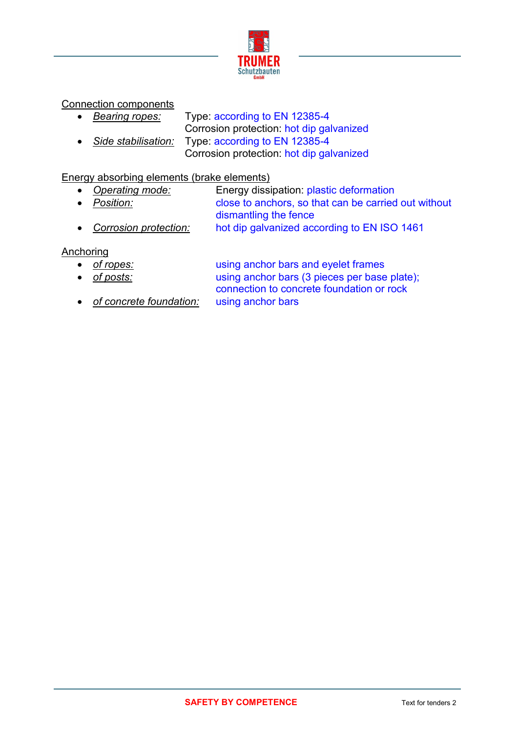Connection components

- *Bearing ropes:* Type: according to EN 12385-4
  Corrosion protection: hot dip galvanized
- *Side stabilisation:* Type: according to EN 12385-4
  Corrosion protection: hot dip galvanized

Energy absorbing elements (brake elements)

- *Operating mode:* Energy dissipation: plastic deformation
- *Position:* close to anchors, so that can be carried out without dismantling the fence
- *Corrosion protection:* hot dip galvanized according to EN ISO 1461

Anchoring

- *of ropes:* using anchor bars and eyelet frames
- *of posts:* using anchor bars (3 pieces per base plate); connection to concrete foundation or rock
- *of concrete foundation:* using anchor bars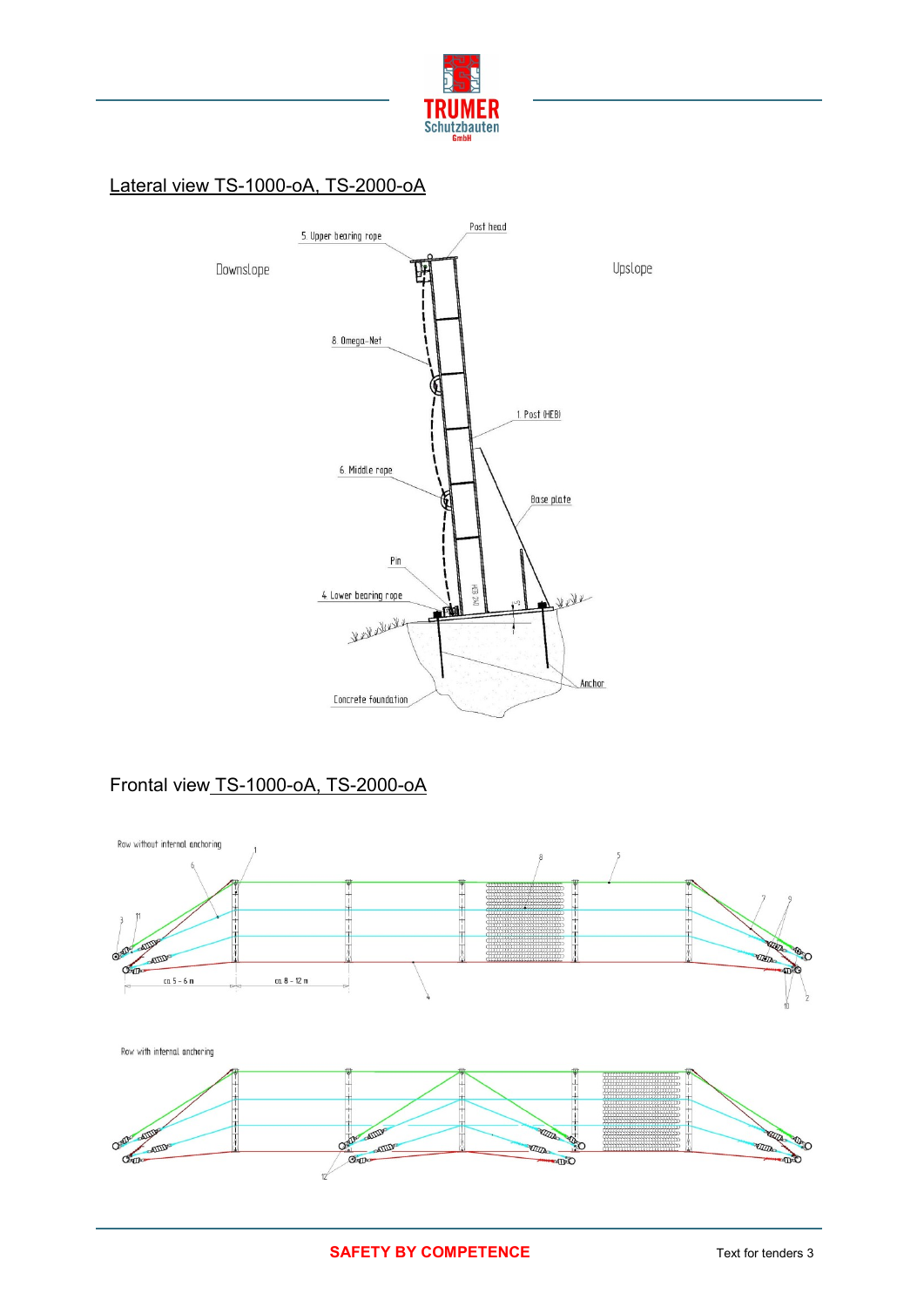## Lateral view TS-1000-oA, TS-2000-oA

Downslope

Upslope

5. Upper bearing rope

Post head

8. Omega-Net

1. Post (HEB)

6. Middle rope

Base plate

Pin

4. Lower bearing rope

HEB 240

Anchor

Concrete foundation

## Frontal view TS-1000-oA, TS-2000-oA

Row without internal anchoring

1

6

8

5

3

11

7

9

ca. 5 - 6 m

ca. 8 - 12 m

4

10

2

Row with internal anchoring

12

SAFETY BY COMPETENCE